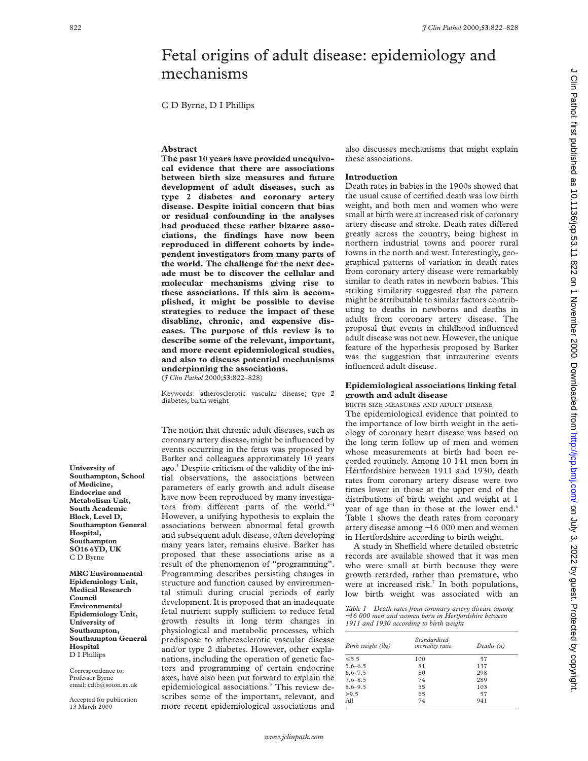# Fetal origins of adult disease: epidemiology and mechanisms

C D Byrne, D I Phillips

University of Southampton, School of Medicine, Endocrine and Metabolism Unit, South Academic Block, Level D, Southampton General Hospital, Southampton SO16 6YD, UK
C D Byrne

MRC Environmental Epidemiology Unit, Medical Research Council Environmental Epidemiology Unit, University of Southampton, Southampton General Hospital
D I Phillips

Correspondence to: Professor Byrne email: cdtb@soton.ac.uk

Accepted for publication 13 March 2000

## Abstract

**The past 10 years have provided unequivocal evidence that there are associations between birth size measures and future development of adult diseases, such as type 2 diabetes and coronary artery disease. Despite initial concern that bias or residual confounding in the analyses had produced these rather bizarre associations, the findings have now been reproduced in different cohorts by independent investigators from many parts of the world. The challenge for the next decade must be to discover the cellular and molecular mechanisms giving rise to these associations. If this aim is accomplished, it might be possible to devise strategies to reduce the impact of these disabling, chronic, and expensive diseases. The purpose of this review is to describe some of the relevant, important, and more recent epidemiological studies, and also to discuss potential mechanisms underpinning the associations.**
(*J Clin Pathol* 2000;**53**:822–828)

Keywords: atherosclerotic vascular disease; type 2 diabetes; birth weight

The notion that chronic adult diseases, such as coronary artery disease, might be influenced by events occurring in the fetus was proposed by Barker and colleagues approximately 10 years ago.[1] Despite criticism of the validity of the initial observations, the associations between parameters of early growth and adult disease have now been reproduced by many investigators from different parts of the world.[2–4] However, a unifying hypothesis to explain the associations between abnormal fetal growth and subsequent adult disease, often developing many years later, remains elusive. Barker has proposed that these associations arise as a result of the phenomenon of "programming". Programming describes persisting changes in structure and function caused by environmental stimuli during crucial periods of early development. It is proposed that an inadequate fetal nutrient supply sufficient to reduce fetal growth results in long term changes in physiological and metabolic processes, which predispose to atherosclerotic vascular disease and/or type 2 diabetes. However, other explanations, including the operation of genetic factors and programming of certain endocrine axes, have also been put forward to explain the epidemiological associations.[5] This review describes some of the important, relevant, and more recent epidemiological associations and also discusses mechanisms that might explain these associations.

## Introduction

Death rates in babies in the 1900s showed that the usual cause of certified death was low birth weight, and both men and women who were small at birth were at increased risk of coronary artery disease and stroke. Death rates differed greatly across the country, being highest in northern industrial towns and poorer rural towns in the north and west. Interestingly, geographical patterns of variation in death rates from coronary artery disease were remarkably similar to death rates in newborn babies. This striking similarity suggested that the pattern might be attributable to similar factors contributing to deaths in newborns and deaths in adults from coronary artery disease. The proposal that events in childhood influenced adult disease was not new. However, the unique feature of the hypothesis proposed by Barker was the suggestion that intrauterine events influenced adult disease.

## Epidemiological associations linking fetal growth and adult disease

### BIRTH SIZE MEASURES AND ADULT DISEASE

The epidemiological evidence that pointed to the importance of low birth weight in the aetiology of coronary heart disease was based on the long term follow up of men and women whose measurements at birth had been recorded routinely. Among 10 141 men born in Hertfordshire between 1911 and 1930, death rates from coronary artery disease were two times lower in those at the upper end of the distributions of birth weight and weight at 1 year of age than in those at the lower end.[6] Table 1 shows the death rates from coronary artery disease among ~16 000 men and women in Hertfordshire according to birth weight.

A study in Sheffield where detailed obstetric records are available showed that it was men who were small at birth because they were growth retarded, rather than premature, who were at increased risk.[7] In both populations, low birth weight was associated with an

*Table 1 Death rates from coronary artery disease among ~16 000 men and women born in Hertfordshire between 1911 and 1930 according to birth weight*

| Birth weight (lbs) | Standardised mortality ratio | Deaths (n) |
|---|---|---|
| ≤5.5 | 100 | 57 |
| 5.6–6.5 | 81 | 137 |
| 6.6–7.5 | 80 | 298 |
| 7.6–8.5 | 74 | 289 |
| 8.6–9.5 | 55 | 103 |
| >9.5 | 65 | 57 |
| All | 74 | 941 |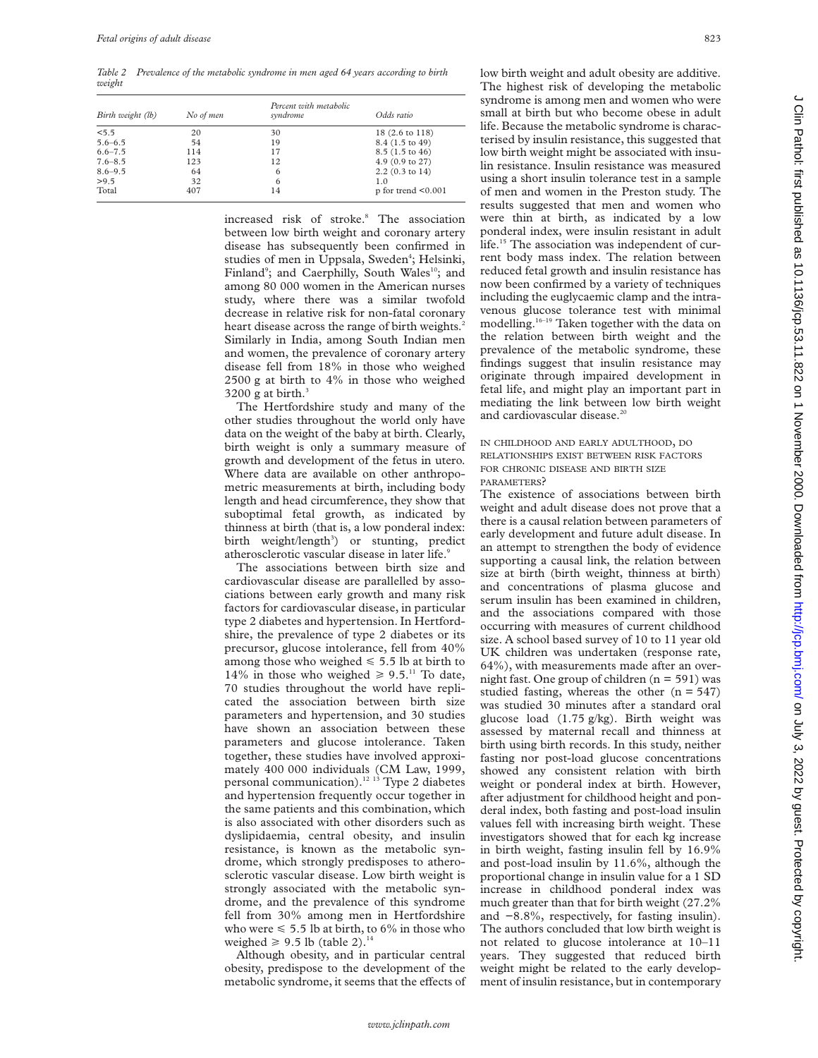*Table 2 Prevalence of the metabolic syndrome in men aged 64 years according to birth weight*

| Birth weight (lb) | No of men | Percent with metabolic syndrome | Odds ratio |
|---|---|---|---|
| <5.5 | 20 | 30 | 18 (2.6 to 118) |
| 5.6–6.5 | 54 | 19 | 8.4 (1.5 to 49) |
| 6.6–7.5 | 114 | 17 | 8.5 (1.5 to 46) |
| 7.6–8.5 | 123 | 12 | 4.9 (0.9 to 27) |
| 8.6–9.5 | 64 | 6 | 2.2 (0.3 to 14) |
| >9.5 | 32 | 6 | 1.0 |
| Total | 407 | 14 | p for trend <0.001 |

increased risk of stroke.[8] The association between low birth weight and coronary artery disease has subsequently been confirmed in studies of men in Uppsala, Sweden[4]; Helsinki, Finland[9]; and Caerphilly, South Wales[10]; and among 80 000 women in the American nurses study, where there was a similar twofold decrease in relative risk for non-fatal coronary heart disease across the range of birth weights.[2] Similarly in India, among South Indian men and women, the prevalence of coronary artery disease fell from 18% in those who weighed 2500 g at birth to 4% in those who weighed 3200 g at birth.[3]

The Hertfordshire study and many of the other studies throughout the world only have data on the weight of the baby at birth. Clearly, birth weight is only a summary measure of growth and development of the fetus in utero. Where data are available on other anthropometric measurements at birth, including body length and head circumference, they show that suboptimal fetal growth, as indicated by thinness at birth (that is, a low ponderal index: birth weight/length$^3$) or stunting, predict atherosclerotic vascular disease in later life.[9]

The associations between birth size and cardiovascular disease are parallelled by associations between early growth and many risk factors for cardiovascular disease, in particular type 2 diabetes and hypertension. In Hertfordshire, the prevalence of type 2 diabetes or its precursor, glucose intolerance, fell from 40% among those who weighed ≤ 5.5 lb at birth to 14% in those who weighed ≥ 9.5.[11] To date, 70 studies throughout the world have replicated the association between birth size parameters and hypertension, and 30 studies have shown an association between these parameters and glucose intolerance. Taken together, these studies have involved approximately 400 000 individuals (CM Law, 1999, personal communication).[12 13] Type 2 diabetes and hypertension frequently occur together in the same patients and this combination, which is also associated with other disorders such as dyslipidaemia, central obesity, and insulin resistance, is known as the metabolic syndrome, which strongly predisposes to atherosclerotic vascular disease. Low birth weight is strongly associated with the metabolic syndrome, and the prevalence of this syndrome fell from 30% among men in Hertfordshire who were ≤ 5.5 lb at birth, to 6% in those who weighed ≥ 9.5 lb (table 2).[14]

Although obesity, and in particular central obesity, predispose to the development of the metabolic syndrome, it seems that the effects of low birth weight and adult obesity are additive. The highest risk of developing the metabolic syndrome is among men and women who were small at birth but who become obese in adult life. Because the metabolic syndrome is characterised by insulin resistance, this suggested that low birth weight might be associated with insulin resistance. Insulin resistance was measured using a short insulin tolerance test in a sample of men and women in the Preston study. The results suggested that men and women who were thin at birth, as indicated by a low ponderal index, were insulin resistant in adult life.[15] The association was independent of current body mass index. The relation between reduced fetal growth and insulin resistance has now been confirmed by a variety of techniques including the euglycaemic clamp and the intravenous glucose tolerance test with minimal modelling.[16–19] Taken together with the data on the relation between birth weight and the prevalence of the metabolic syndrome, these findings suggest that insulin resistance may originate through impaired development in fetal life, and might play an important part in mediating the link between low birth weight and cardiovascular disease.[20]

### IN CHILDHOOD AND EARLY ADULTHOOD, DO RELATIONSHIPS EXIST BETWEEN RISK FACTORS FOR CHRONIC DISEASE AND BIRTH SIZE PARAMETERS?

The existence of associations between birth weight and adult disease does not prove that a there is a causal relation between parameters of early development and future adult disease. In an attempt to strengthen the body of evidence supporting a causal link, the relation between size at birth (birth weight, thinness at birth) and concentrations of plasma glucose and serum insulin has been examined in children, and the associations compared with those occurring with measures of current childhood size. A school based survey of 10 to 11 year old UK children was undertaken (response rate, 64%), with measurements made after an overnight fast. One group of children (n = 591) was studied fasting, whereas the other (n = 547) was studied 30 minutes after a standard oral glucose load (1.75 g/kg). Birth weight was assessed by maternal recall and thinness at birth using birth records. In this study, neither fasting nor post-load glucose concentrations showed any consistent relation with birth weight or ponderal index at birth. However, after adjustment for childhood height and ponderal index, both fasting and post-load insulin values fell with increasing birth weight. These investigators showed that for each kg increase in birth weight, fasting insulin fell by 16.9% and post-load insulin by 11.6%, although the proportional change in insulin value for a 1 SD increase in childhood ponderal index was much greater than that for birth weight (27.2% and −8.8%, respectively, for fasting insulin). The authors concluded that low birth weight is not related to glucose intolerance at 10–11 years. They suggested that reduced birth weight might be related to the early development of insulin resistance, but in contemporary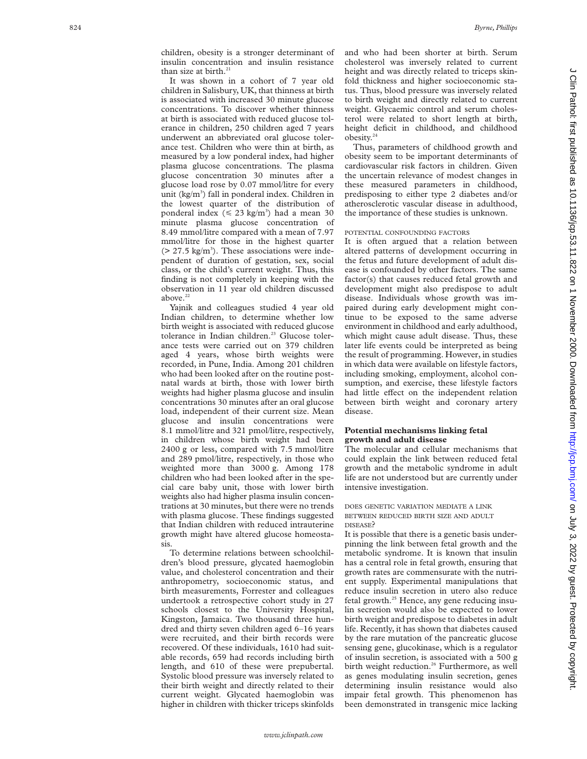children, obesity is a stronger determinant of insulin concentration and insulin resistance than size at birth.[21]

It was shown in a cohort of 7 year old children in Salisbury, UK, that thinness at birth is associated with increased 30 minute glucose concentrations. To discover whether thinness at birth is associated with reduced glucose tolerance in children, 250 children aged 7 years underwent an abbreviated oral glucose tolerance test. Children who were thin at birth, as measured by a low ponderal index, had higher plasma glucose concentrations. The plasma glucose concentration 30 minutes after a glucose load rose by 0.07 mmol/litre for every unit (kg/m$^3$) fall in ponderal index. Children in the lowest quarter of the distribution of ponderal index ($\leq$ 23 kg/m$^3$) had a mean 30 minute plasma glucose concentration of 8.49 mmol/litre compared with a mean of 7.97 mmol/litre for those in the highest quarter ($>$ 27.5 kg/m$^3$). These associations were independent of duration of gestation, sex, social class, or the child's current weight. Thus, this finding is not completely in keeping with the observation in 11 year old children discussed above.[22]

Yajnik and colleagues studied 4 year old Indian children, to determine whether low birth weight is associated with reduced glucose tolerance in Indian children.[23] Glucose tolerance tests were carried out on 379 children aged 4 years, whose birth weights were recorded, in Pune, India. Among 201 children who had been looked after on the routine postnatal wards at birth, those with lower birth weights had higher plasma glucose and insulin concentrations 30 minutes after an oral glucose load, independent of their current size. Mean glucose and insulin concentrations were 8.1 mmol/litre and 321 pmol/litre, respectively, in children whose birth weight had been 2400 g or less, compared with 7.5 mmol/litre and 289 pmol/litre, respectively, in those who weighted more than 3000 g. Among 178 children who had been looked after in the special care baby unit, those with lower birth weights also had higher plasma insulin concentrations at 30 minutes, but there were no trends with plasma glucose. These findings suggested that Indian children with reduced intrauterine growth might have altered glucose homeostasis.

To determine relations between schoolchildren's blood pressure, glycated haemoglobin value, and cholesterol concentration and their anthropometry, socioeconomic status, and birth measurements, Forrester and colleagues undertook a retrospective cohort study in 27 schools closest to the University Hospital, Kingston, Jamaica. Two thousand three hundred and thirty seven children aged 6–16 years were recruited, and their birth records were recovered. Of these individuals, 1610 had suitable records, 659 had records including birth length, and 610 of these were prepubertal. Systolic blood pressure was inversely related to their birth weight and directly related to their current weight. Glycated haemoglobin was higher in children with thicker triceps skinfolds and who had been shorter at birth. Serum cholesterol was inversely related to current height and was directly related to triceps skinfold thickness and higher socioeconomic status. Thus, blood pressure was inversely related to birth weight and directly related to current weight. Glycaemic control and serum cholesterol were related to short length at birth, height deficit in childhood, and childhood obesity.[24]

Thus, parameters of childhood growth and obesity seem to be important determinants of cardiovascular risk factors in children. Given the uncertain relevance of modest changes in these measured parameters in childhood, predisposing to either type 2 diabetes and/or atherosclerotic vascular disease in adulthood, the importance of these studies is unknown.

#### POTENTIAL CONFOUNDING FACTORS

It is often argued that a relation between altered patterns of development occurring in the fetus and future development of adult disease is confounded by other factors. The same factor(s) that causes reduced fetal growth and development might also predispose to adult disease. Individuals whose growth was impaired during early development might continue to be exposed to the same adverse environment in childhood and early adulthood, which might cause adult disease. Thus, these later life events could be interpreted as being the result of programming. However, in studies in which data were available on lifestyle factors, including smoking, employment, alcohol consumption, and exercise, these lifestyle factors had little effect on the independent relation between birth weight and coronary artery disease.

### Potential mechanisms linking fetal growth and adult disease

The molecular and cellular mechanisms that could explain the link between reduced fetal growth and the metabolic syndrome in adult life are not understood but are currently under intensive investigation.

#### DOES GENETIC VARIATION MEDIATE A LINK BETWEEN REDUCED BIRTH SIZE AND ADULT DISEASE?

It is possible that there is a genetic basis underpinning the link between fetal growth and the metabolic syndrome. It is known that insulin has a central role in fetal growth, ensuring that growth rates are commensurate with the nutrient supply. Experimental manipulations that reduce insulin secretion in utero also reduce fetal growth.[25] Hence, any gene reducing insulin secretion would also be expected to lower birth weight and predispose to diabetes in adult life. Recently, it has shown that diabetes caused by the rare mutation of the pancreatic glucose sensing gene, glucokinase, which is a regulator of insulin secretion, is associated with a 500 g birth weight reduction.[26] Furthermore, as well as genes modulating insulin secretion, genes determining insulin resistance would also impair fetal growth. This phenomenon has been demonstrated in transgenic mice lacking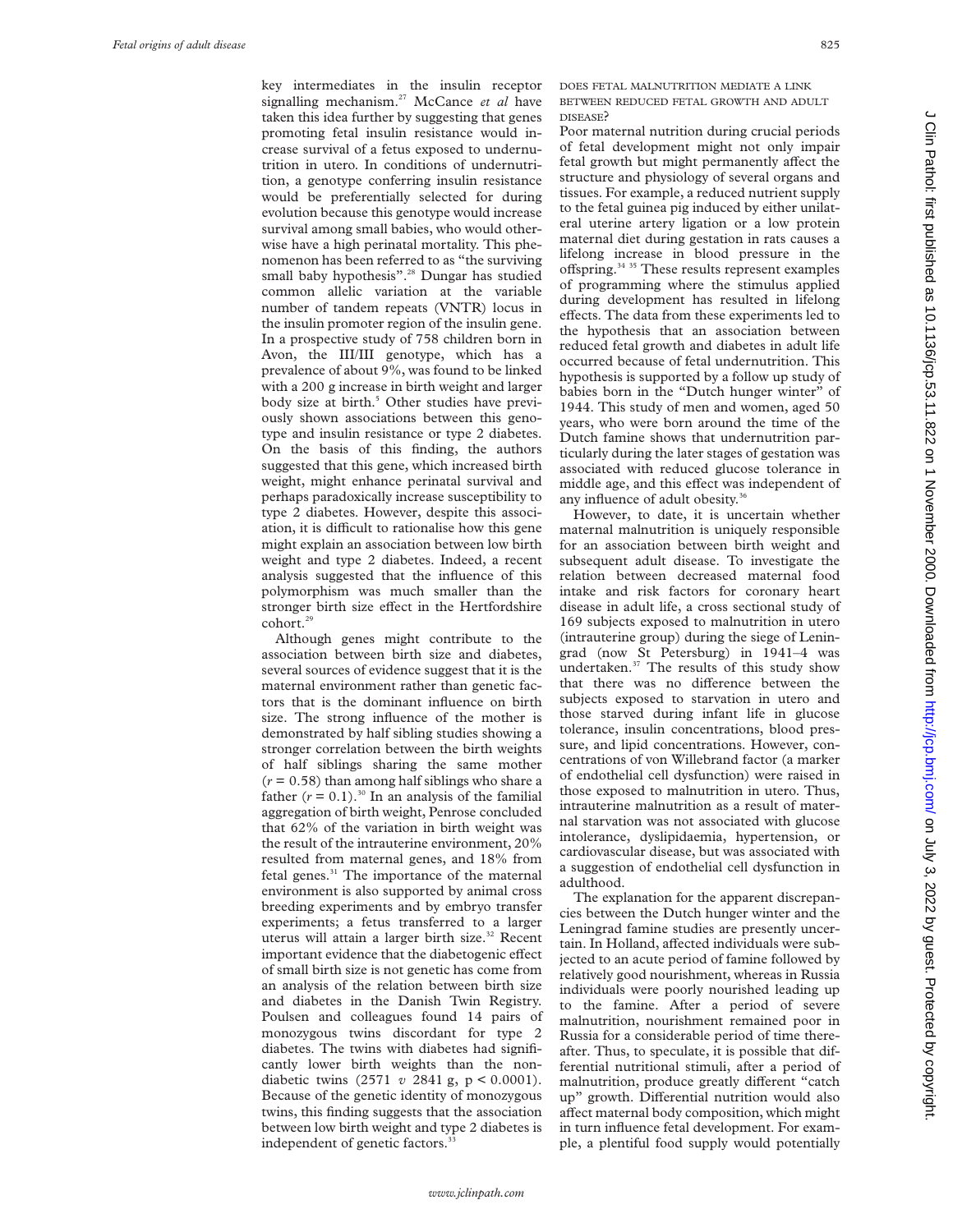key intermediates in the insulin receptor signalling mechanism.[27] McCance *et al* have taken this idea further by suggesting that genes promoting fetal insulin resistance would increase survival of a fetus exposed to undernutrition in utero. In conditions of undernutrition, a genotype conferring insulin resistance would be preferentially selected for during evolution because this genotype would increase survival among small babies, who would otherwise have a high perinatal mortality. This phenomenon has been referred to as "the surviving small baby hypothesis".[28] Dungar has studied common allelic variation at the variable number of tandem repeats (VNTR) locus in the insulin promoter region of the insulin gene. In a prospective study of 758 children born in Avon, the III/III genotype, which has a prevalence of about 9%, was found to be linked with a 200 g increase in birth weight and larger body size at birth.[5] Other studies have previously shown associations between this genotype and insulin resistance or type 2 diabetes. On the basis of this finding, the authors suggested that this gene, which increased birth weight, might enhance perinatal survival and perhaps paradoxically increase susceptibility to type 2 diabetes. However, despite this association, it is difficult to rationalise how this gene might explain an association between low birth weight and type 2 diabetes. Indeed, a recent analysis suggested that the influence of this polymorphism was much smaller than the stronger birth size effect in the Hertfordshire cohort.[29]

Although genes might contribute to the association between birth size and diabetes, several sources of evidence suggest that it is the maternal environment rather than genetic factors that is the dominant influence on birth size. The strong influence of the mother is demonstrated by half sibling studies showing a stronger correlation between the birth weights of half siblings sharing the same mother ($r = 0.58$) than among half siblings who share a father ($r = 0.1$).[30] In an analysis of the familial aggregation of birth weight, Penrose concluded that 62% of the variation in birth weight was the result of the intrauterine environment, 20% resulted from maternal genes, and 18% from fetal genes.[31] The importance of the maternal environment is also supported by animal cross breeding experiments and by embryo transfer experiments; a fetus transferred to a larger uterus will attain a larger birth size.[32] Recent important evidence that the diabetogenic effect of small birth size is not genetic has come from an analysis of the relation between birth size and diabetes in the Danish Twin Registry. Poulsen and colleagues found 14 pairs of monozygous twins discordant for type 2 diabetes. The twins with diabetes had significantly lower birth weights than the non-diabetic twins (2571 *v* 2841 g, $p < 0.0001$). Because of the genetic identity of monozygous twins, this finding suggests that the association between low birth weight and type 2 diabetes is independent of genetic factors.[33]

### DOES FETAL MALNUTRITION MEDIATE A LINK BETWEEN REDUCED FETAL GROWTH AND ADULT DISEASE?

Poor maternal nutrition during crucial periods of fetal development might not only impair fetal growth but might permanently affect the structure and physiology of several organs and tissues. For example, a reduced nutrient supply to the fetal guinea pig induced by either unilateral uterine artery ligation or a low protein maternal diet during gestation in rats causes a lifelong increase in blood pressure in the offspring.[34,35] These results represent examples of programming where the stimulus applied during development has resulted in lifelong effects. The data from these experiments led to the hypothesis that an association between reduced fetal growth and diabetes in adult life occurred because of fetal undernutrition. This hypothesis is supported by a follow up study of babies born in the "Dutch hunger winter" of 1944. This study of men and women, aged 50 years, who were born around the time of the Dutch famine shows that undernutrition particularly during the later stages of gestation was associated with reduced glucose tolerance in middle age, and this effect was independent of any influence of adult obesity.[36]

However, to date, it is uncertain whether maternal malnutrition is uniquely responsible for an association between birth weight and subsequent adult disease. To investigate the relation between decreased maternal food intake and risk factors for coronary heart disease in adult life, a cross sectional study of 169 subjects exposed to malnutrition in utero (intrauterine group) during the siege of Leningrad (now St Petersburg) in 1941–4 was undertaken.[37] The results of this study show that there was no difference between the subjects exposed to starvation in utero and those starved during infant life in glucose tolerance, insulin concentrations, blood pressure, and lipid concentrations. However, concentrations of von Willebrand factor (a marker of endothelial cell dysfunction) were raised in those exposed to malnutrition in utero. Thus, intrauterine malnutrition as a result of maternal starvation was not associated with glucose intolerance, dyslipidaemia, hypertension, or cardiovascular disease, but was associated with a suggestion of endothelial cell dysfunction in adulthood.

The explanation for the apparent discrepancies between the Dutch hunger winter and the Leningrad famine studies are presently uncertain. In Holland, affected individuals were subjected to an acute period of famine followed by relatively good nourishment, whereas in Russia individuals were poorly nourished leading up to the famine. After a period of severe malnutrition, nourishment remained poor in Russia for a considerable period of time thereafter. Thus, to speculate, it is possible that differential nutritional stimuli, after a period of malnutrition, produce greatly different "catch up" growth. Differential nutrition would also affect maternal body composition, which might in turn influence fetal development. For example, a plentiful food supply would potentially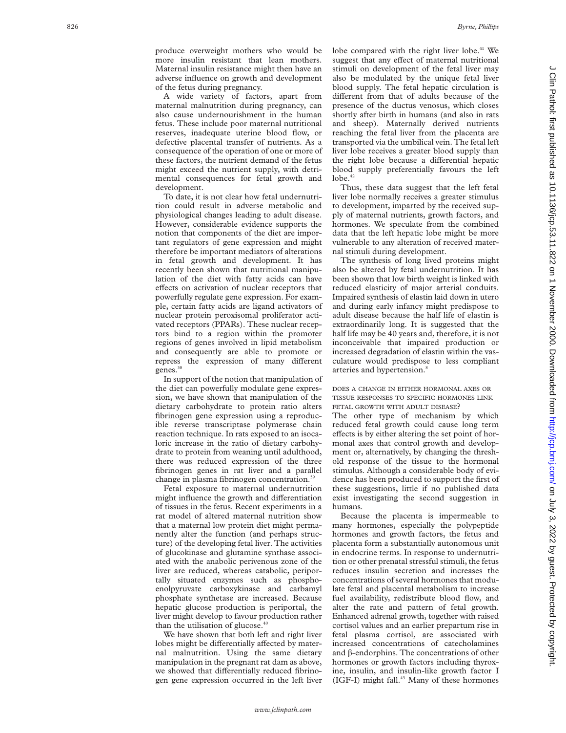produce overweight mothers who would be more insulin resistant that lean mothers. Maternal insulin resistance might then have an adverse influence on growth and development of the fetus during pregnancy.

A wide variety of factors, apart from maternal malnutrition during pregnancy, can also cause undernourishment in the human fetus. These include poor maternal nutritional reserves, inadequate uterine blood flow, or defective placental transfer of nutrients. As a consequence of the operation of one or more of these factors, the nutrient demand of the fetus might exceed the nutrient supply, with detrimental consequences for fetal growth and development.

To date, it is not clear how fetal undernutrition could result in adverse metabolic and physiological changes leading to adult disease. However, considerable evidence supports the notion that components of the diet are important regulators of gene expression and might therefore be important mediators of alterations in fetal growth and development. It has recently been shown that nutritional manipulation of the diet with fatty acids can have effects on activation of nuclear receptors that powerfully regulate gene expression. For example, certain fatty acids are ligand activators of nuclear protein peroxisomal proliferator activated receptors (PPARs). These nuclear receptors bind to a region within the promoter regions of genes involved in lipid metabolism and consequently are able to promote or repress the expression of many different genes.[38]

In support of the notion that manipulation of the diet can powerfully modulate gene expression, we have shown that manipulation of the dietary carbohydrate to protein ratio alters fibrinogen gene expression using a reproducible reverse transcriptase polymerase chain reaction technique. In rats exposed to an isocaloric increase in the ratio of dietary carbohydrate to protein from weaning until adulthood, there was reduced expression of the three fibrinogen genes in rat liver and a parallel change in plasma fibrinogen concentration.[39]

Fetal exposure to maternal undernutrition might influence the growth and differentiation of tissues in the fetus. Recent experiments in a rat model of altered maternal nutrition show that a maternal low protein diet might permanently alter the function (and perhaps structure) of the developing fetal liver. The activities of glucokinase and glutamine synthase associated with the anabolic perivenous zone of the liver are reduced, whereas catabolic, periportally situated enzymes such as phosphoenolpyruvate carboxykinase and carbamyl phosphate synthetase are increased. Because hepatic glucose production is periportal, the liver might develop to favour production rather than the utilisation of glucose.[40]

We have shown that both left and right liver lobes might be differentially affected by maternal malnutrition. Using the same dietary manipulation in the pregnant rat dam as above, we showed that differentially reduced fibrinogen gene expression occurred in the left liver lobe compared with the right liver lobe.[41] We suggest that any effect of maternal nutritional stimuli on development of the fetal liver may also be modulated by the unique fetal liver blood supply. The fetal hepatic circulation is different from that of adults because of the presence of the ductus venosus, which closes shortly after birth in humans (and also in rats and sheep). Maternally derived nutrients reaching the fetal liver from the placenta are transported via the umbilical vein. The fetal left liver lobe receives a greater blood supply than the right lobe because a differential hepatic blood supply preferentially favours the left lobe.[42]

Thus, these data suggest that the left fetal liver lobe normally receives a greater stimulus to development, imparted by the received supply of maternal nutrients, growth factors, and hormones. We speculate from the combined data that the left hepatic lobe might be more vulnerable to any alteration of received maternal stimuli during development.

The synthesis of long lived proteins might also be altered by fetal undernutrition. It has been shown that low birth weight is linked with reduced elasticity of major arterial conduits. Impaired synthesis of elastin laid down in utero and during early infancy might predispose to adult disease because the half life of elastin is extraordinarily long. It is suggested that the half life may be 40 years and, therefore, it is not inconceivable that impaired production or increased degradation of elastin within the vasculature would predispose to less compliant arteries and hypertension.[8]

### DOES A CHANGE IN EITHER HORMONAL AXES OR TISSUE RESPONSES TO SPECIFIC HORMONES LINK FETAL GROWTH WITH ADULT DISEASE?

The other type of mechanism by which reduced fetal growth could cause long term effects is by either altering the set point of hormonal axes that control growth and development or, alternatively, by changing the threshold response of the tissue to the hormonal stimulus. Although a considerable body of evidence has been produced to support the first of these suggestions, little if no published data exist investigating the second suggestion in humans.

Because the placenta is impermeable to many hormones, especially the polypeptide hormones and growth factors, the fetus and placenta form a substantially autonomous unit in endocrine terms. In response to undernutrition or other prenatal stressful stimuli, the fetus reduces insulin secretion and increases the concentrations of several hormones that modulate fetal and placental metabolism to increase fuel availability, redistribute blood flow, and alter the rate and pattern of fetal growth. Enhanced adrenal growth, together with raised cortisol values and an earlier prepartum rise in fetal plasma cortisol, are associated with increased concentrations of catecholamines and β-endorphins. The concentrations of other hormones or growth factors including thyroxine, insulin, and insulin-like growth factor I (IGF-I) might fall.[43] Many of these hormones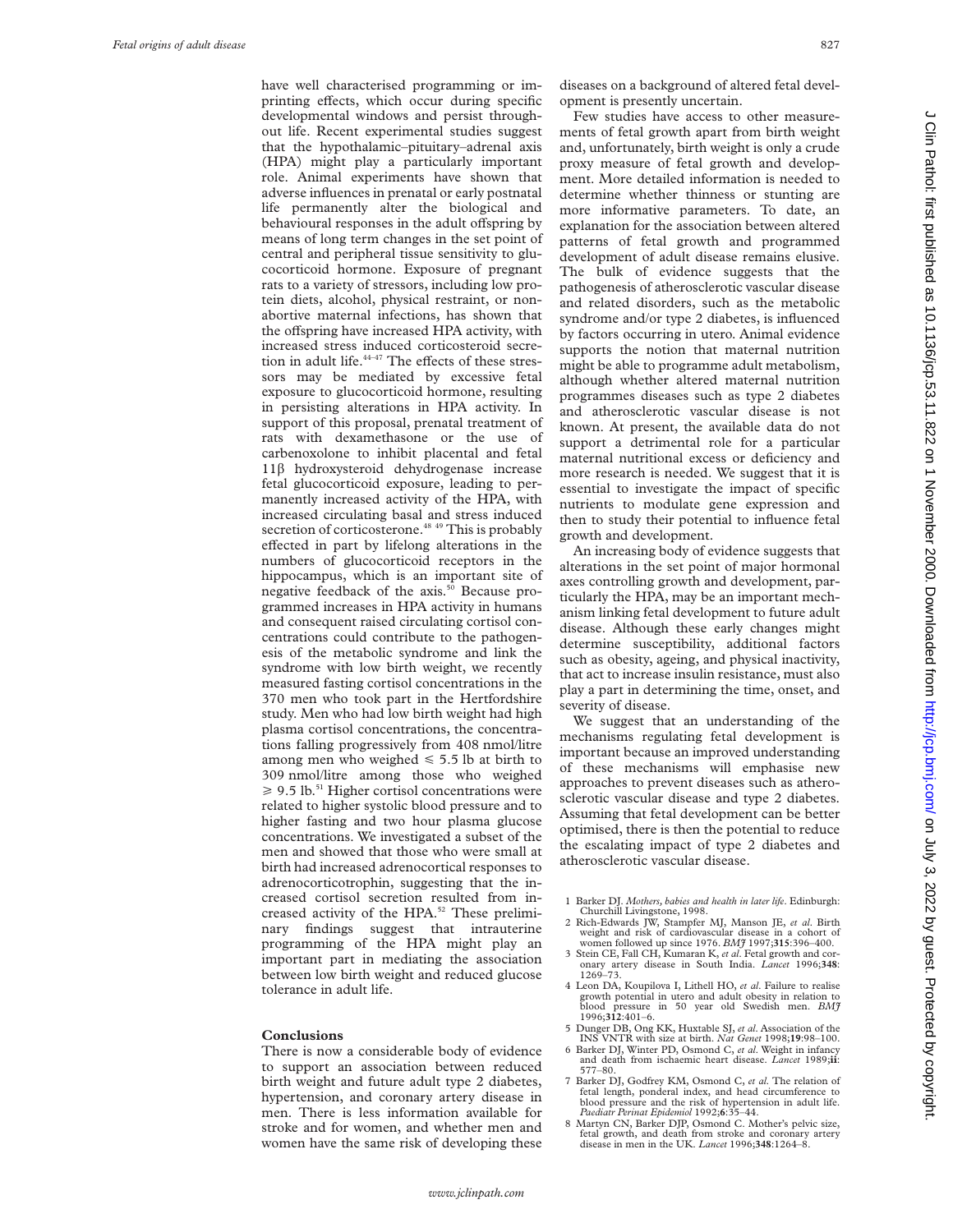have well characterised programming or imprinting effects, which occur during specific developmental windows and persist throughout life. Recent experimental studies suggest that the hypothalamic–pituitary–adrenal axis (HPA) might play a particularly important role. Animal experiments have shown that adverse influences in prenatal or early postnatal life permanently alter the biological and behavioural responses in the adult offspring by means of long term changes in the set point of central and peripheral tissue sensitivity to glucocorticoid hormone. Exposure of pregnant rats to a variety of stressors, including low protein diets, alcohol, physical restraint, or nonabortive maternal infections, has shown that the offspring have increased HPA activity, with increased stress induced corticosteroid secretion in adult life.[44–47] The effects of these stressors may be mediated by excessive fetal exposure to glucocorticoid hormone, resulting in persisting alterations in HPA activity. In support of this proposal, prenatal treatment of rats with dexamethasone or the use of carbenoxolone to inhibit placental and fetal 11β hydroxysteroid dehydrogenase increase fetal glucocorticoid exposure, leading to permanently increased activity of the HPA, with increased circulating basal and stress induced secretion of corticosterone.[48 49] This is probably effected in part by lifelong alterations in the numbers of glucocorticoid receptors in the hippocampus, which is an important site of negative feedback of the axis.[50] Because programmed increases in HPA activity in humans and consequent raised circulating cortisol concentrations could contribute to the pathogenesis of the metabolic syndrome and link the syndrome with low birth weight, we recently measured fasting cortisol concentrations in the 370 men who took part in the Hertfordshire study. Men who had low birth weight had high plasma cortisol concentrations, the concentrations falling progressively from 408 nmol/litre among men who weighed ≤ 5.5 lb at birth to 309 nmol/litre among those who weighed ≥ 9.5 lb.[51] Higher cortisol concentrations were related to higher systolic blood pressure and to higher fasting and two hour plasma glucose concentrations. We investigated a subset of the men and showed that those who were small at birth had increased adrenocortical responses to adrenocorticotrophin, suggesting that the increased cortisol secretion resulted from increased activity of the HPA.[52] These preliminary findings suggest that intrauterine programming of the HPA might play an important part in mediating the association between low birth weight and reduced glucose tolerance in adult life.

## Conclusions

There is now a considerable body of evidence to support an association between reduced birth weight and future adult type 2 diabetes, hypertension, and coronary artery disease in men. There is less information available for stroke and for women, and whether men and women have the same risk of developing these diseases on a background of altered fetal development is presently uncertain.

Few studies have access to other measurements of fetal growth apart from birth weight and, unfortunately, birth weight is only a crude proxy measure of fetal growth and development. More detailed information is needed to determine whether thinness or stunting are more informative parameters. To date, an explanation for the association between altered patterns of fetal growth and programmed development of adult disease remains elusive. The bulk of evidence suggests that the pathogenesis of atherosclerotic vascular disease and related disorders, such as the metabolic syndrome and/or type 2 diabetes, is influenced by factors occurring in utero. Animal evidence supports the notion that maternal nutrition might be able to programme adult metabolism, although whether altered maternal nutrition programmes diseases such as type 2 diabetes and atherosclerotic vascular disease is not known. At present, the available data do not support a detrimental role for a particular maternal nutritional excess or deficiency and more research is needed. We suggest that it is essential to investigate the impact of specific nutrients to modulate gene expression and then to study their potential to influence fetal growth and development.

An increasing body of evidence suggests that alterations in the set point of major hormonal axes controlling growth and development, particularly the HPA, may be an important mechanism linking fetal development to future adult disease. Although these early changes might determine susceptibility, additional factors such as obesity, ageing, and physical inactivity, that act to increase insulin resistance, must also play a part in determining the time, onset, and severity of disease.

We suggest that an understanding of the mechanisms regulating fetal development is important because an improved understanding of these mechanisms will emphasise new approaches to prevent diseases such as atherosclerotic vascular disease and type 2 diabetes. Assuming that fetal development can be better optimised, there is then the potential to reduce the escalating impact of type 2 diabetes and atherosclerotic vascular disease.

1 Barker DJ. *Mothers, babies and health in later life*. Edinburgh: Churchill Livingstone, 1998.
2 Rich-Edwards JW, Stampfer MJ, Manson JE, *et al*. Birth weight and risk of cardiovascular disease in a cohort of women followed up since 1976. *BMJ* 1997;**315**:396–400.
3 Stein CE, Fall CH, Kumaran K, *et al*. Fetal growth and coronary artery disease in South India. *Lancet* 1996;**348**: 1269–73.
4 Leon DA, Koupilova I, Lithell HO, *et al*. Failure to realise growth potential in utero and adult obesity in relation to blood pressure in 50 year old Swedish men. *BMJ* 1996;**312**:401–6.
5 Dunger DB, Ong KK, Huxtable SJ, *et al*. Association of the INS VNTR with size at birth. *Nat Genet* 1998;**19**:98–100.
6 Barker DJ, Winter PD, Osmond C, *et al*. Weight in infancy and death from ischaemic heart disease. *Lancet* 1989;**ii**: 577–80.
7 Barker DJ, Godfrey KM, Osmond C, *et al*. The relation of fetal length, ponderal index, and head circumference to blood pressure and the risk of hypertension in adult life. *Paediatr Perinat Epidemiol* 1992;**6**:35–44.
8 Martyn CN, Barker DJP, Osmond C. Mother's pelvic size, fetal growth, and death from stroke and coronary artery disease in men in the UK. *Lancet* 1996;**348**:1264–8.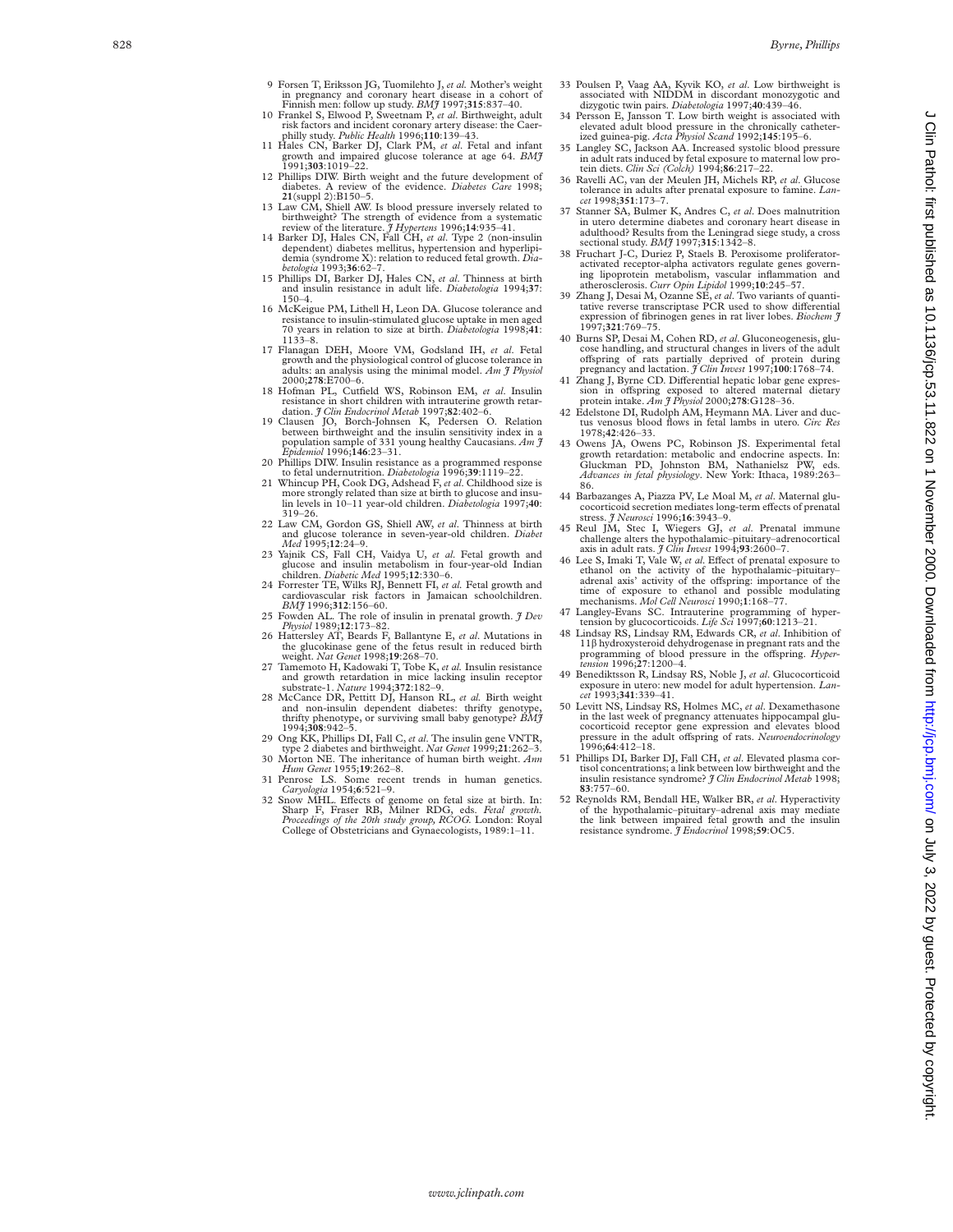9 Forsen T, Eriksson JG, Tuomilehto J, *et al.* Mother's weight in pregnancy and coronary heart disease in a cohort of Finnish men: follow up study. *BMJ* 1997;**315**:837–40.

10 Frankel S, Elwood P, Sweetnam P, *et al.* Birthweight, adult risk factors and incident coronary artery disease: the Caerphilly study. *Public Health* 1996;**110**:139–43.

11 Hales CN, Barker DJ, Clark PM, *et al.* Fetal and infant growth and impaired glucose tolerance at age 64. *BMJ* 1991;**303**:1019–22.

12 Phillips DIW. Birth weight and the future development of diabetes. A review of the evidence. *Diabetes Care* 1998; **21**(suppl 2):B150–5.

13 Law CM, Shiell AW. Is blood pressure inversely related to birthweight? The strength of evidence from a systematic review of the literature. *J Hypertens* 1996;**14**:935–41.

14 Barker DJ, Hales CN, Fall CH, *et al.* Type 2 (non-insulin dependent) diabetes mellitus, hypertension and hyperlipidemia (syndrome X): relation to reduced fetal growth. *Diabetologia* 1993;**36**:62–7.

15 Phillips DI, Barker DJ, Hales CN, *et al.* Thinness at birth and insulin resistance in adult life. *Diabetologia* 1994;**37**: 150–4.

16 McKeigue PM, Lithell H, Leon DA. Glucose tolerance and resistance to insulin-stimulated glucose uptake in men aged 70 years in relation to size at birth. *Diabetologia* 1998;**41**: 1133–8.

17 Flanagan DEH, Moore VM, Godsland IH, *et al.* Fetal growth and the physiological control of glucose tolerance in adults: an analysis using the minimal model. *Am J Physiol* 2000;**278**:E700–6.

18 Hofman PL, Cutfield WS, Robinson EM, *et al.* Insulin resistance in short children with intrauterine growth retardation. *J Clin Endocrinol Metab* 1997;**82**:402–6.

19 Clausen JO, Borch-Johnsen K, Pedersen O. Relation between birthweight and the insulin sensitivity index in a population sample of 331 young healthy Caucasians. *Am J Epidemiol* 1996;**146**:23–31.

20 Phillips DIW. Insulin resistance as a programmed response to fetal undernutrition. *Diabetologia* 1996;**39**:1119–22.

21 Whincup PH, Cook DG, Adshead F, *et al.* Childhood size is more strongly related than size at birth to glucose and insulin levels in 10–11 year-old children. *Diabetologia* 1997;**40**: 319–26.

22 Law CM, Gordon GS, Shiell AW, *et al.* Thinness at birth and glucose tolerance in seven-year-old children. *Diabet Med* 1995;**12**:24–9.

23 Yajnik CS, Fall CH, Vaidya U, *et al.* Fetal growth and glucose and insulin metabolism in four-year-old Indian children. *Diabetic Med* 1995;**12**:330–6.

24 Forrester TE, Wilks RJ, Bennett FI, *et al.* Fetal growth and cardiovascular risk factors in Jamaican schoolchildren. *BMJ* 1996;**312**:156–60.

25 Fowden AL. The role of insulin in prenatal growth. *J Dev Physiol* 1989;**12**:173–82.

26 Hattersley AT, Beards F, Ballantyne E, *et al.* Mutations in the glucokinase gene of the fetus result in reduced birth weight. *Nat Genet* 1998;**19**:268–70.

27 Tamemoto H, Kadowaki T, Tobe K, *et al.* Insulin resistance and growth retardation in mice lacking insulin receptor substrate-1. *Nature* 1994;**372**:182–9.

28 McCance DR, Pettitt DJ, Hanson RL, *et al.* Birth weight and non-insulin dependent diabetes: thrifty genotype, thrifty phenotype, or surviving small baby genotype? *BMJ* 1994;**308**:942–5.

29 Ong KK, Phillips DI, Fall C, *et al.* The insulin gene VNTR, type 2 diabetes and birthweight. *Nat Genet* 1999;**21**:262–3.

30 Morton NE. The inheritance of human birth weight. *Ann Hum Genet* 1955;**19**:262–8.

31 Penrose LS. Some recent trends in human genetics. *Caryologia* 1954;**6**:521–9.

32 Snow MHL. Effects of genome on fetal size at birth. In: Sharp F, Fraser RB, Milner RDG, eds. *Fetal growth. Proceedings of the 20th study group, RCOG.* London: Royal College of Obstetricians and Gynaecologists, 1989:1–11.

33 Poulsen P, Vaag AA, Kyvik KO, *et al.* Low birthweight is associated with NIDDM in discordant monozygotic and dizygotic twin pairs. *Diabetologia* 1997;**40**:439–46.

34 Persson E, Jansson T. Low birth weight is associated with elevated adult blood pressure in the chronically catheterized guinea-pig. *Acta Physiol Scand* 1992;**145**:195–6.

35 Langley SC, Jackson AA. Increased systolic blood pressure in adult rats induced by fetal exposure to maternal low protein diets. *Clin Sci (Colch)* 1994;**86**:217–22.

36 Ravelli AC, van der Meulen JH, Michels RP, *et al.* Glucose tolerance in adults after prenatal exposure to famine. *Lancet* 1998;**351**:173–7.

37 Stanner SA, Bulmer K, Andres C, *et al.* Does malnutrition in utero determine diabetes and coronary heart disease in adulthood? Results from the Leningrad siege study, a cross sectional study. *BMJ* 1997;**315**:1342–8.

38 Fruchart J-C, Duriez P, Staels B. Peroxisome proliferator-activated receptor-alpha activators regulate genes governing lipoprotein metabolism, vascular inflammation and atherosclerosis. *Curr Opin Lipidol* 1999;**10**:245–57.

39 Zhang J, Desai M, Ozanne SE, *et al.* Two variants of quantitative reverse transcriptase PCR used to show differential expression of fibrinogen genes in rat liver lobes. *Biochem J* 1997;**321**:769–75.

40 Burns SP, Desai M, Cohen RD, *et al.* Gluconeogenesis, glucose handling, and structural changes in livers of the adult offspring of rats partially deprived of protein during pregnancy and lactation. *J Clin Invest* 1997;**100**:1768–74.

41 Zhang J, Byrne CD. Differential hepatic lobar gene expression in offspring exposed to altered maternal dietary protein intake. *Am J Physiol* 2000;**278**:G128–36.

42 Edelstone DI, Rudolph AM, Heymann MA. Liver and ductus venosus blood flows in fetal lambs in utero. *Circ Res* 1978;**42**:426–33.

43 Owens JA, Owens PC, Robinson JS. Experimental fetal growth retardation: metabolic and endocrine aspects. In: Gluckman PD, Johnston BM, Nathanielsz PW, eds. *Advances in fetal physiology*. New York: Ithaca, 1989:263–86.

44 Barbazanges A, Piazza PV, Le Moal M, *et al.* Maternal glucocorticoid secretion mediates long-term effects of prenatal stress. *J Neurosci* 1996;**16**:3943–9.

45 Reul JM, Stec I, Wiegers GJ, *et al.* Prenatal immune challenge alters the hypothalamic–pituitary–adrenocortical axis in adult rats. *J Clin Invest* 1994;**93**:2600–7.

46 Lee S, Imaki T, Vale W, *et al.* Effect of prenatal exposure to ethanol on the activity of the hypothalamic–pituitary–adrenal axis' activity of the offspring: importance of the time of exposure to ethanol and possible modulating mechanisms. *Mol Cell Neurosci* 1990;**1**:168–77.

47 Langley-Evans SC. Intrauterine programming of hypertension by glucocorticoids. *Life Sci* 1997;**60**:1213–21.

48 Lindsay RS, Lindsay RM, Edwards CR, *et al.* Inhibition of 11β hydroxysteroid dehydrogenase in pregnant rats and the programming of blood pressure in the offspring. *Hypertension* 1996;**27**:1200–4.

49 Benediktsson R, Lindsay RS, Noble J, *et al.* Glucocorticoid exposure in utero: new model for adult hypertension. *Lancet* 1993;**341**:339–41.

50 Levitt NS, Lindsay RS, Holmes MC, *et al.* Dexamethasone in the last week of pregnancy attenuates hippocampal glucocorticoid receptor gene expression and elevates blood pressure in the adult offspring of rats. *Neuroendocrinology* 1996;**64**:412–18.

51 Phillips DI, Barker DJ, Fall CH, *et al.* Elevated plasma cortisol concentrations; a link between low birthweight and the insulin resistance syndrome? *J Clin Endocrinol Metab* 1998; **83**:757–60.

52 Reynolds RM, Bendall HE, Walker BR, *et al.* Hyperactivity of the hypothalamic–pituitary–adrenal axis may mediate the link between impaired fetal growth and the insulin resistance syndrome. *J Endocrinol* 1998;**59**:OC5.